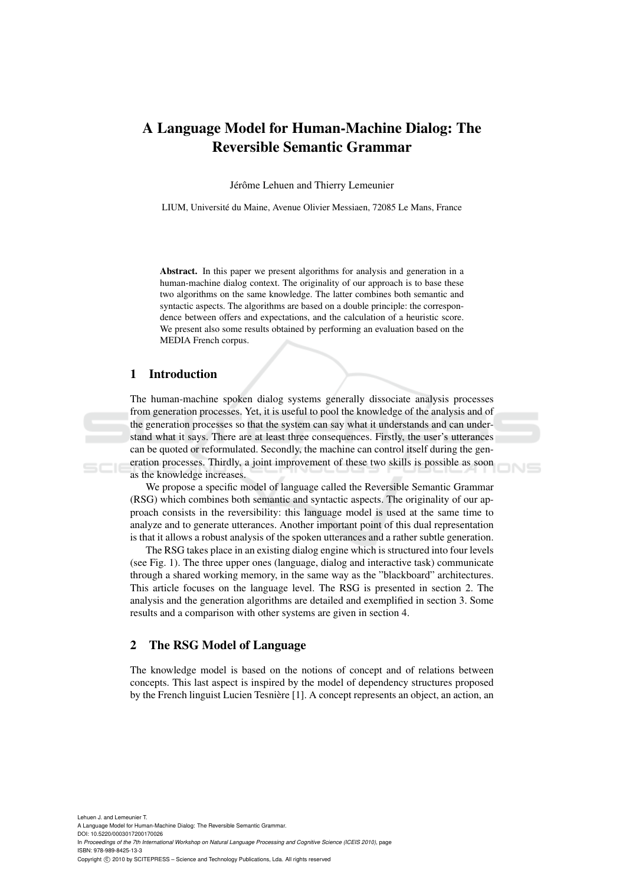# A Language Model for Human-Machine Dialog: The Reversible Semantic Grammar

Jérôme Lehuen and Thierry Lemeunier

LIUM, Université du Maine, Avenue Olivier Messiaen, 72085 Le Mans, France

**Abstract.** In this paper we present algorithms for analysis and generation in a human-machine dialog context. The originality of our approach is to base these two algorithms on the same knowledge. The latter combines both semantic and syntactic aspects. The algorithms are based on a double principle: the correspondence between offers and expectations, and the calculation of a heuristic score. We present also some results obtained by performing an evaluation based on the MEDIA French corpus.

## 1 Introduction

The human-machine spoken dialog systems generally dissociate analysis processes from generation processes. Yet, it is useful to pool the knowledge of the analysis and of the generation processes so that the system can say what it understands and can understand what it says. There are at least three consequences. Firstly, the user's utterances can be quoted or reformulated. Secondly, the machine can control itself during the generation processes. Thirdly, a joint improvement of these two skills is possible as soon as the knowledge increases.

We propose a specific model of language called the Reversible Semantic Grammar (RSG) which combines both semantic and syntactic aspects. The originality of our approach consists in the reversibility: this language model is used at the same time to analyze and to generate utterances. Another important point of this dual representation is that it allows a robust analysis of the spoken utterances and a rather subtle generation.

The RSG takes place in an existing dialog engine which is structured into four levels (see Fig. 1). The three upper ones (language, dialog and interactive task) communicate through a shared working memory, in the same way as the "blackboard" architectures. This article focuses on the language level. The RSG is presented in section 2. The analysis and the generation algorithms are detailed and exemplified in section 3. Some results and a comparison with other systems are given in section 4.

## 2 The RSG Model of Language

The knowledge model is based on the notions of concept and of relations between concepts. This last aspect is inspired by the model of dependency structures proposed by the French linguist Lucien Tesnière [1]. A concept represents an object, an action, an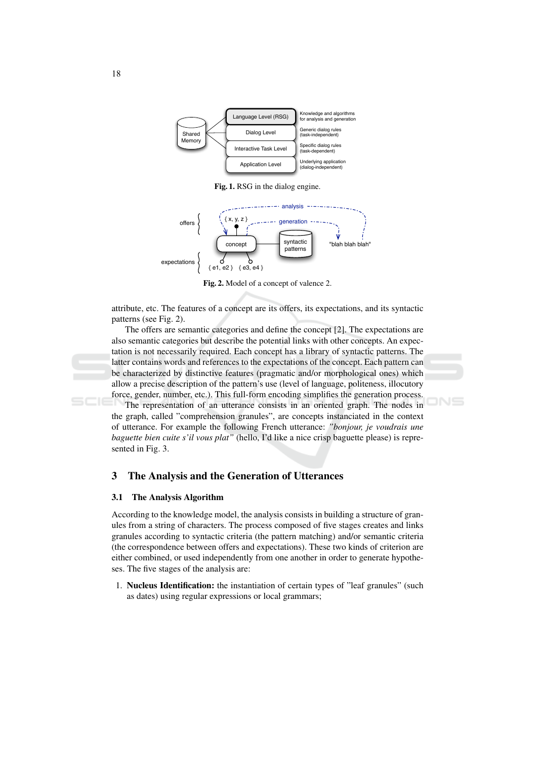Fig. 1. RSG in the dialog engine.

Fig. 2. Model of a concept of valence 2.

attribute, etc. The features of a concept are its offers, its expectations, and its syntactic patterns (see Fig. 2).

The offers are semantic categories and define the concept [2]. The expectations are also semantic categories but describe the potential links with other concepts. An expectation is not necessarily required. Each concept has a library of syntactic patterns. The latter contains words and references to the expectations of the concept. Each pattern can be characterized by distinctive features (pragmatic and/or morphological ones) which allow a precise description of the pattern's use (level of language, politeness, illocutory force, gender, number, etc.). This full-form encoding simplifies the generation process.

The representation of an utterance consists in an oriented graph. The nodes in the graph, called "comprehension granules", are concepts instanciated in the context of utterance. For example the following French utterance: *"bonjour, je voudrais une baguette bien cuite s'il vous plat"* (hello, I'd like a nice crisp baguette please) is represented in Fig. 3.

## 3 The Analysis and the Generation of Utterances

### 3.1 The Analysis Algorithm

According to the knowledge model, the analysis consists in building a structure of granules from a string of characters. The process composed of five stages creates and links granules according to syntactic criteria (the pattern matching) and/or semantic criteria (the correspondence between offers and expectations). These two kinds of criterion are either combined, or used independently from one another in order to generate hypotheses. The five stages of the analysis are:

1. **Nucleus Identification:** the instantiation of certain types of "leaf granules" (such as dates) using regular expressions or local grammars;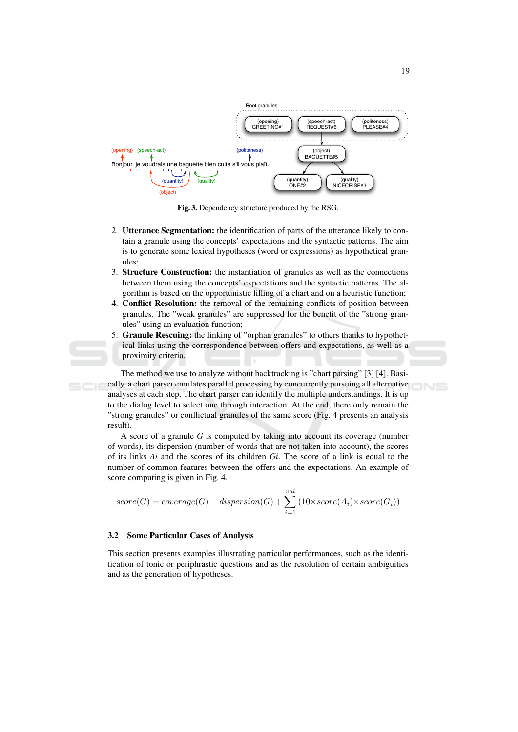Fig. 3. Dependency structure produced by the RSG.

2. **Utterance Segmentation:** the identification of parts of the utterance likely to contain a granule using the concepts' expectations and the syntactic patterns. The aim is to generate some lexical hypotheses (word or expressions) as hypothetical granules;
3. **Structure Construction:** the instantiation of granules as well as the connections between them using the concepts' expectations and the syntactic patterns. The algorithm is based on the opportunistic filling of a chart and on a heuristic function;
4. **Conflict Resolution:** the removal of the remaining conflicts of position between granules. The "weak granules" are suppressed for the benefit of the "strong granules" using an evaluation function;
5. **Granule Rescuing:** the linking of "orphan granules" to others thanks to hypothetical links using the correspondence between offers and expectations, as well as a proximity criteria.

The method we use to analyze without backtracking is "chart parsing" [3] [4]. Basically, a chart parser emulates parallel processing by concurrently pursuing all alternative analyses at each step. The chart parser can identify the multiple understandings. It is up to the dialog level to select one through interaction. At the end, there only remain the "strong granules" or conflictual granules of the same score (Fig. 4 presents an analysis result).

A score of a granule $G$ is computed by taking into account its coverage (number of words), its dispersion (number of words that are not taken into account), the scores of its links $Ai$ and the scores of its children $Gi$. The score of a link is equal to the number of common features between the offers and the expectations. An example of score computing is given in Fig. 4.

$$score(G) = coverage(G) - dispersion(G) + \sum_{i=1}^{val} (10 \times score(A_i) \times score(G_i))$$

### 3.2 Some Particular Cases of Analysis

This section presents examples illustrating particular performances, such as the identification of tonic or periphrastic questions and as the resolution of certain ambiguities and as the generation of hypotheses.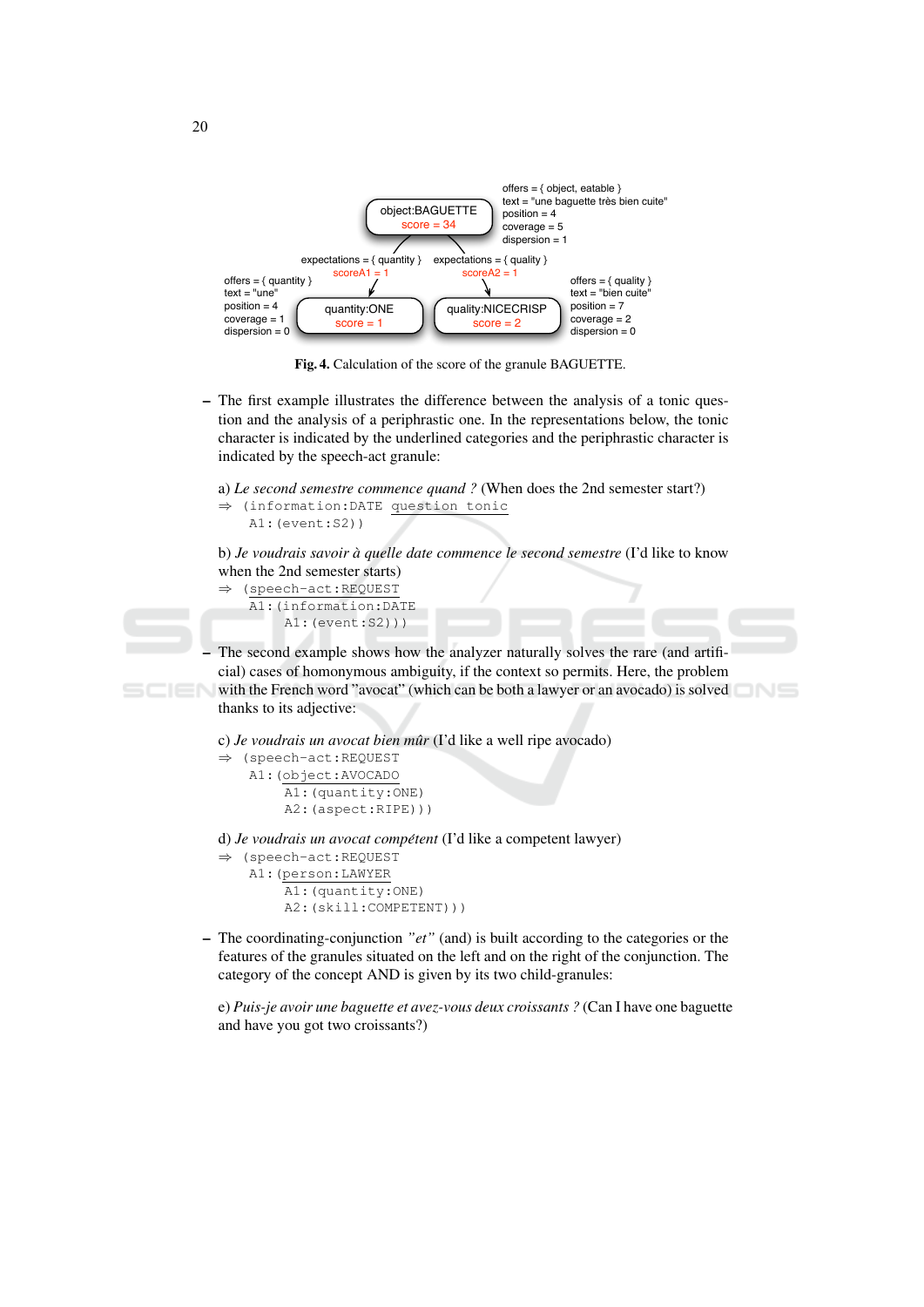```
                                   object:BAGUETTE          offers = { object, eatable }
                                     score = 34             text = "une baguette très bien cuite"
                                                            position = 4
                                                            coverage = 5
                                                            dispersion = 1

              expectations = { quantity }    expectations = { quality }
                    scoreA1 = 1                    scoreA2 = 1

offers = { quantity }                                                  offers = { quality }
text = "une"             quantity:ONE          quality:NICECRISP       text = "bien cuite"
position = 4              score = 1               score = 2            position = 7
coverage = 1                                                           coverage = 2
dispersion = 0                                                         dispersion = 0
```

**Fig. 4.** Calculation of the score of the granule BAGUETTE.

– The first example illustrates the difference between the analysis of a tonic question and the analysis of a periphrastic one. In the representations below, the tonic character is indicated by the underlined categories and the periphrastic character is indicated by the speech-act granule:

a) *Le second semestre commence quand ?* (When does the 2nd semester start?)

```
⇒ (information:DATE question tonic
    A1:(event:S2))
```

b) *Je voudrais savoir à quelle date commence le second semestre* (I'd like to know when the 2nd semester starts)

```
⇒ (speech-act:REQUEST
    A1:(information:DATE
         A1:(event:S2)))
```

– The second example shows how the analyzer naturally solves the rare (and artificial) cases of homonymous ambiguity, if the context so permits. Here, the problem with the French word "avocat" (which can be both a lawyer or an avocado) is solved thanks to its adjective:

c) *Je voudrais un avocat bien mûr* (I'd like a well ripe avocado)

```
⇒ (speech-act:REQUEST
    A1:(object:AVOCADO
         A1:(quantity:ONE)
         A2:(aspect:RIPE)))
```

d) *Je voudrais un avocat compétent* (I'd like a competent lawyer)

```
⇒ (speech-act:REQUEST
    A1:(person:LAWYER
         A1:(quantity:ONE)
         A2:(skill:COMPETENT)))
```

– The coordinating-conjunction *"et"* (and) is built according to the categories or the features of the granules situated on the left and on the right of the conjunction. The category of the concept AND is given by its two child-granules:

e) *Puis-je avoir une baguette et avez-vous deux croissants ?* (Can I have one baguette and have you got two croissants?)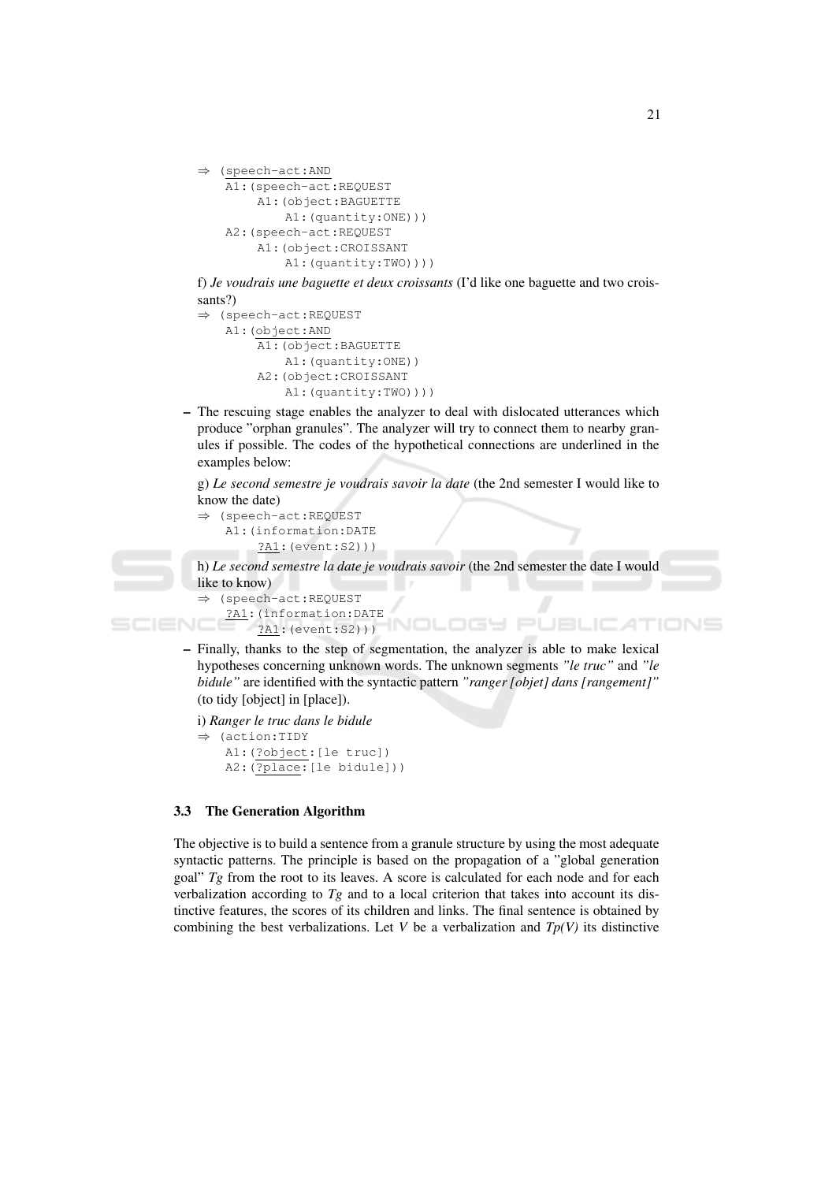```
⇒ (speech-act:AND
    A1:(speech-act:REQUEST
        A1:(object:BAGUETTE
            A1:(quantity:ONE)))
    A2:(speech-act:REQUEST
        A1:(object:CROISSANT
            A1:(quantity:TWO))))
```

f) *Je voudrais une baguette et deux croissants* (I'd like one baguette and two croissants?)

```
⇒ (speech-act:REQUEST
    A1:(object:AND
        A1:(object:BAGUETTE
            A1:(quantity:ONE))
        A2:(object:CROISSANT
            A1:(quantity:TWO))))
```

– The rescuing stage enables the analyzer to deal with dislocated utterances which produce "orphan granules". The analyzer will try to connect them to nearby granules if possible. The codes of the hypothetical connections are underlined in the examples below:

g) *Le second semestre je voudrais savoir la date* (the 2nd semester I would like to know the date)

```
⇒ (speech-act:REQUEST
    A1:(information:DATE
        ?A1:(event:S2)))
```

h) *Le second semestre la date je voudrais savoir* (the 2nd semester the date I would like to know)

```
⇒ (speech-act:REQUEST
   ?A1:(information:DATE
        ?A1:(event:S2)))
```

– Finally, thanks to the step of segmentation, the analyzer is able to make lexical hypotheses concerning unknown words. The unknown segments *"le truc"* and *"le bidule"* are identified with the syntactic pattern *"ranger [objet] dans [rangement]"* (to tidy [object] in [place]).

i) *Ranger le truc dans le bidule*

```
⇒ (action:TIDY
    A1:(?object:[le truc])
    A2:(?place:[le bidule]))
```

### 3.3 The Generation Algorithm

The objective is to build a sentence from a granule structure by using the most adequate syntactic patterns. The principle is based on the propagation of a "global generation goal" *Tg* from the root to its leaves. A score is calculated for each node and for each verbalization according to *Tg* and to a local criterion that takes into account its distinctive features, the scores of its children and links. The final sentence is obtained by combining the best verbalizations. Let *V* be a verbalization and *Tp(V)* its distinctive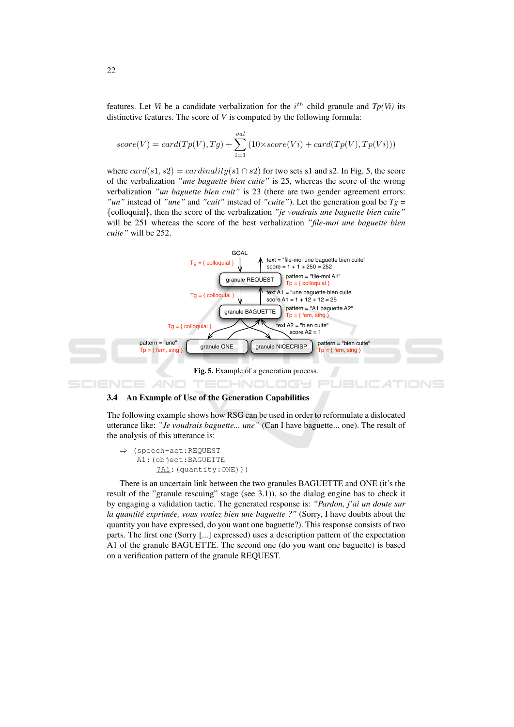features. Let *Vi* be a candidate verbalization for the $i^{th}$ child granule and *Tp(Vi)* its distinctive features. The score of *V* is computed by the following formula:

$$score(V) = card(Tp(V), Tg) + \sum_{i=1}^{val} (10 \times score(Vi) + card(Tp(V), Tp(Vi)))$$

where $card(s1, s2) = cardinality(s1 \cap s2)$ for two sets s1 and s2. In Fig. 5, the score of the verbalization *"une baguette bien cuite"* is 25, whereas the score of the wrong verbalization *"un baguette bien cuit"* is 23 (there are two gender agreement errors: *"un"* instead of *"une"* and *"cuit"* instead of *"cuite"*). Let the generation goal be *Tg* = {colloquial}, then the score of the verbalization *"je voudrais une baguette bien cuite"* will be 251 whereas the score of the best verbalization *"file-moi une baguette bien cuite"* will be 252.

**Fig. 5.** Example of a generation process.

### 3.4 An Example of Use of the Generation Capabilities

The following example shows how RSG can be used in order to reformulate a dislocated utterance like: *"Je voudrais baguette... une"* (Can I have baguette... one). The result of the analysis of this utterance is:

```
⇒ (speech-act:REQUEST
    A1:(object:BAGUETTE
        ?A1:(quantity:ONE)))
```

There is an uncertain link between the two granules BAGUETTE and ONE (it's the result of the "granule rescuing" stage (see 3.1)), so the dialog engine has to check it by engaging a validation tactic. The generated response is: *"Pardon, j'ai un doute sur la quantité exprimée, vous voulez bien une baguette ?"* (Sorry, I have doubts about the quantity you have expressed, do you want one baguette?). This response consists of two parts. The first one (Sorry [...] expressed) uses a description pattern of the expectation A1 of the granule BAGUETTE. The second one (do you want one baguette) is based on a verification pattern of the granule REQUEST.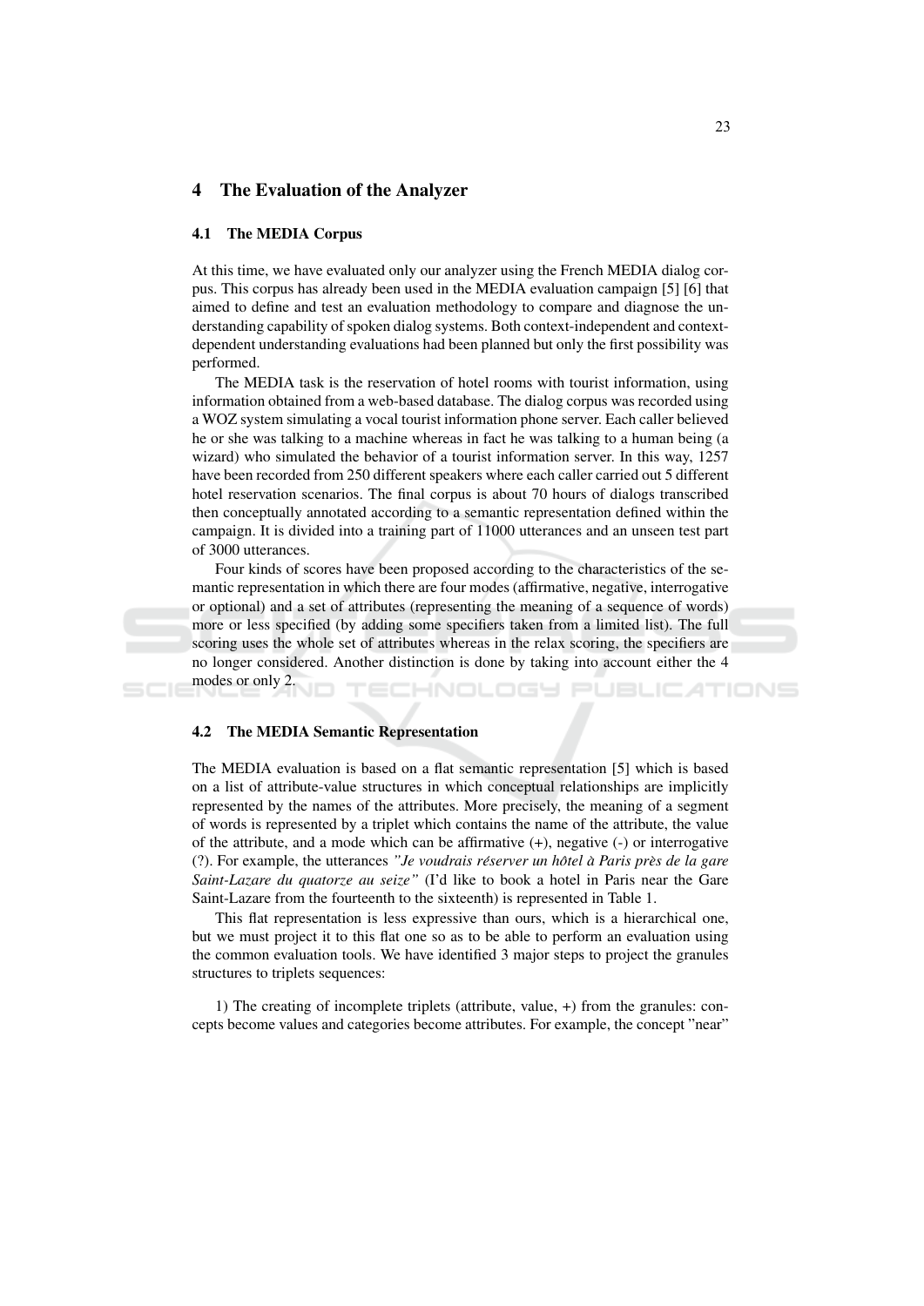## 4 The Evaluation of the Analyzer

### 4.1 The MEDIA Corpus

At this time, we have evaluated only our analyzer using the French MEDIA dialog corpus. This corpus has already been used in the MEDIA evaluation campaign [5] [6] that aimed to define and test an evaluation methodology to compare and diagnose the understanding capability of spoken dialog systems. Both context-independent and context-dependent understanding evaluations had been planned but only the first possibility was performed.

The MEDIA task is the reservation of hotel rooms with tourist information, using information obtained from a web-based database. The dialog corpus was recorded using a WOZ system simulating a vocal tourist information phone server. Each caller believed he or she was talking to a machine whereas in fact he was talking to a human being (a wizard) who simulated the behavior of a tourist information server. In this way, 1257 have been recorded from 250 different speakers where each caller carried out 5 different hotel reservation scenarios. The final corpus is about 70 hours of dialogs transcribed then conceptually annotated according to a semantic representation defined within the campaign. It is divided into a training part of 11000 utterances and an unseen test part of 3000 utterances.

Four kinds of scores have been proposed according to the characteristics of the semantic representation in which there are four modes (affirmative, negative, interrogative or optional) and a set of attributes (representing the meaning of a sequence of words) more or less specified (by adding some specifiers taken from a limited list). The full scoring uses the whole set of attributes whereas in the relax scoring, the specifiers are no longer considered. Another distinction is done by taking into account either the 4 modes or only 2.

### 4.2 The MEDIA Semantic Representation

The MEDIA evaluation is based on a flat semantic representation [5] which is based on a list of attribute-value structures in which conceptual relationships are implicitly represented by the names of the attributes. More precisely, the meaning of a segment of words is represented by a triplet which contains the name of the attribute, the value of the attribute, and a mode which can be affirmative (+), negative (-) or interrogative (?). For example, the utterances *"Je voudrais réserver un hôtel à Paris près de la gare Saint-Lazare du quatorze au seize"* (I'd like to book a hotel in Paris near the Gare Saint-Lazare from the fourteenth to the sixteenth) is represented in Table 1.

This flat representation is less expressive than ours, which is a hierarchical one, but we must project it to this flat one so as to be able to perform an evaluation using the common evaluation tools. We have identified 3 major steps to project the granules structures to triplets sequences:

1) The creating of incomplete triplets (attribute, value, +) from the granules: concepts become values and categories become attributes. For example, the concept "near"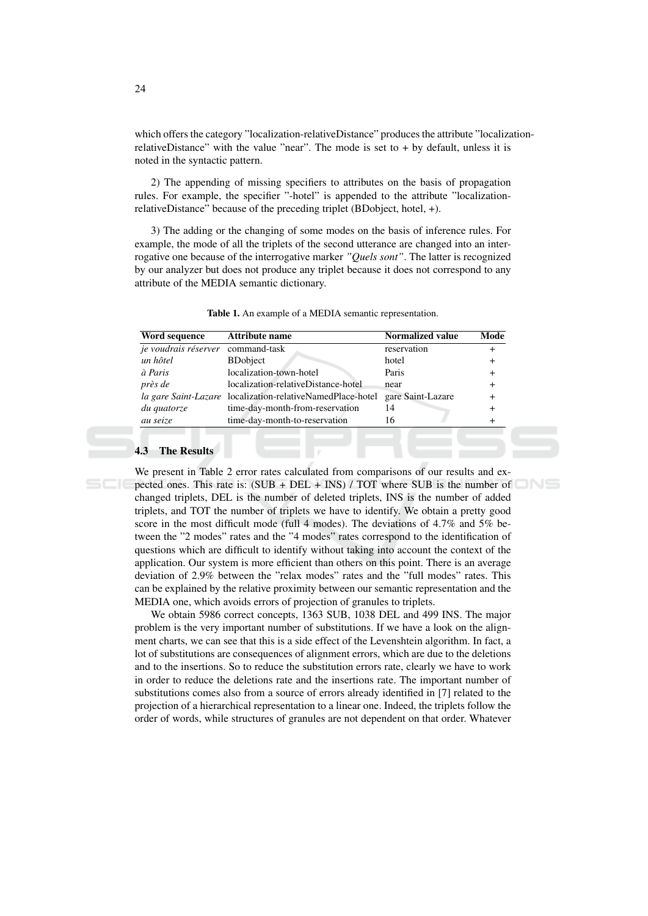which offers the category "localization-relativeDistance" produces the attribute "localization-relativeDistance" with the value "near". The mode is set to + by default, unless it is noted in the syntactic pattern.

2) The appending of missing specifiers to attributes on the basis of propagation rules. For example, the specifier "-hotel" is appended to the attribute "localization-relativeDistance" because of the preceding triplet (BDobject, hotel, +).

3) The adding or the changing of some modes on the basis of inference rules. For example, the mode of all the triplets of the second utterance are changed into an interrogative one because of the interrogative marker *"Quels sont"*. The latter is recognized by our analyzer but does not produce any triplet because it does not correspond to any attribute of the MEDIA semantic dictionary.

**Table 1.** An example of a MEDIA semantic representation.

| Word sequence | Attribute name | Normalized value | Mode |
|---|---|---|---|
| *je voudrais réserver* | command-task | reservation | + |
| *un hôtel* | BDobject | hotel | + |
| *à Paris* | localization-town-hotel | Paris | + |
| *près de* | localization-relativeDistance-hotel | near | + |
| *la gare Saint-Lazare* | localization-relativeNamedPlace-hotel | gare Saint-Lazare | + |
| *du quatorze* | time-day-month-from-reservation | 14 | + |
| *au seize* | time-day-month-to-reservation | 16 | + |

### 4.3 The Results

We present in Table 2 error rates calculated from comparisons of our results and expected ones. This rate is: (SUB + DEL + INS) / TOT where SUB is the number of changed triplets, DEL is the number of deleted triplets, INS is the number of added triplets, and TOT the number of triplets we have to identify. We obtain a pretty good score in the most difficult mode (full 4 modes). The deviations of 4.7% and 5% between the "2 modes" rates and the "4 modes" rates correspond to the identification of questions which are difficult to identify without taking into account the context of the application. Our system is more efficient than others on this point. There is an average deviation of 2.9% between the "relax modes" rates and the "full modes" rates. This can be explained by the relative proximity between our semantic representation and the MEDIA one, which avoids errors of projection of granules to triplets.

We obtain 5986 correct concepts, 1363 SUB, 1038 DEL and 499 INS. The major problem is the very important number of substitutions. If we have a look on the alignment charts, we can see that this is a side effect of the Levenshtein algorithm. In fact, a lot of substitutions are consequences of alignment errors, which are due to the deletions and to the insertions. So to reduce the substitution errors rate, clearly we have to work in order to reduce the deletions rate and the insertions rate. The important number of substitutions comes also from a source of errors already identified in [7] related to the projection of a hierarchical representation to a linear one. Indeed, the triplets follow the order of words, while structures of granules are not dependent on that order. Whatever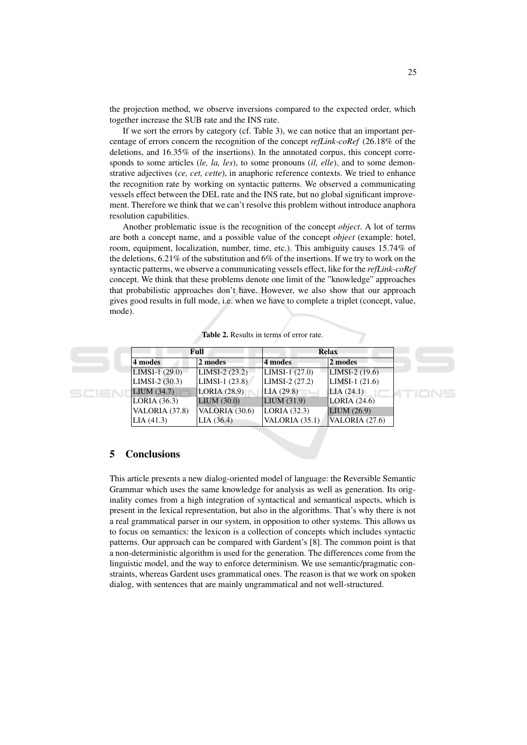the projection method, we observe inversions compared to the expected order, which together increase the SUB rate and the INS rate.

If we sort the errors by category (cf. Table 3), we can notice that an important percentage of errors concern the recognition of the concept *refLink-coRef* (26.18% of the deletions, and 16.35% of the insertions). In the annotated corpus, this concept corresponds to some articles (*le, la, les*), to some pronouns (*il, elle*), and to some demonstrative adjectives (*ce, cet, cette*), in anaphoric reference contexts. We tried to enhance the recognition rate by working on syntactic patterns. We observed a communicating vessels effect between the DEL rate and the INS rate, but no global significant improvement. Therefore we think that we can't resolve this problem without introduce anaphora resolution capabilities.

Another problematic issue is the recognition of the concept *object*. A lot of terms are both a concept name, and a possible value of the concept *object* (example: hotel, room, equipment, localization, number, time, etc.). This ambiguity causes 15.74% of the deletions, 6.21% of the substitution and 6% of the insertions. If we try to work on the syntactic patterns, we observe a communicating vessels effect, like for the *refLink-coRef* concept. We think that these problems denote one limit of the "knowledge" approaches that probabilistic approaches don't have. However, we also show that our approach gives good results in full mode, i.e. when we have to complete a triplet (concept, value, mode).

**Table 2.** Results in terms of error rate.

| **Full** | | **Relax** | |
|---|---|---|---|
| **4 modes** | **2 modes** | **4 modes** | **2 modes** |
| LIMSI-1 (29.0) | LIMSI-2 (23.2) | LIMSI-1 (27.0) | LIMSI-2 (19.6) |
| LIMSI-2 (30.3) | LIMSI-1 (23.8) | LIMSI-2 (27.2) | LIMSI-1 (21.6) |
| LIUM (34.7) | LORIA (28.9) | LIA (29.8) | LIA (24.1) |
| LORIA (36.3) | LIUM (30.0) | LIUM (31.9) | LORIA (24.6) |
| VALORIA (37.8) | VALORIA (30.6) | LORIA (32.3) | LIUM (26.9) |
| LIA (41.3) | LIA (36.4) | VALORIA (35.1) | VALORIA (27.6) |

## 5 Conclusions

This article presents a new dialog-oriented model of language: the Reversible Semantic Grammar which uses the same knowledge for analysis as well as generation. Its originality comes from a high integration of syntactical and semantical aspects, which is present in the lexical representation, but also in the algorithms. That's why there is not a real grammatical parser in our system, in opposition to other systems. This allows us to focus on semantics: the lexicon is a collection of concepts which includes syntactic patterns. Our approach can be compared with Gardent's [8]. The common point is that a non-deterministic algorithm is used for the generation. The differences come from the linguistic model, and the way to enforce determinism. We use semantic/pragmatic constraints, whereas Gardent uses grammatical ones. The reason is that we work on spoken dialog, with sentences that are mainly ungrammatical and not well-structured.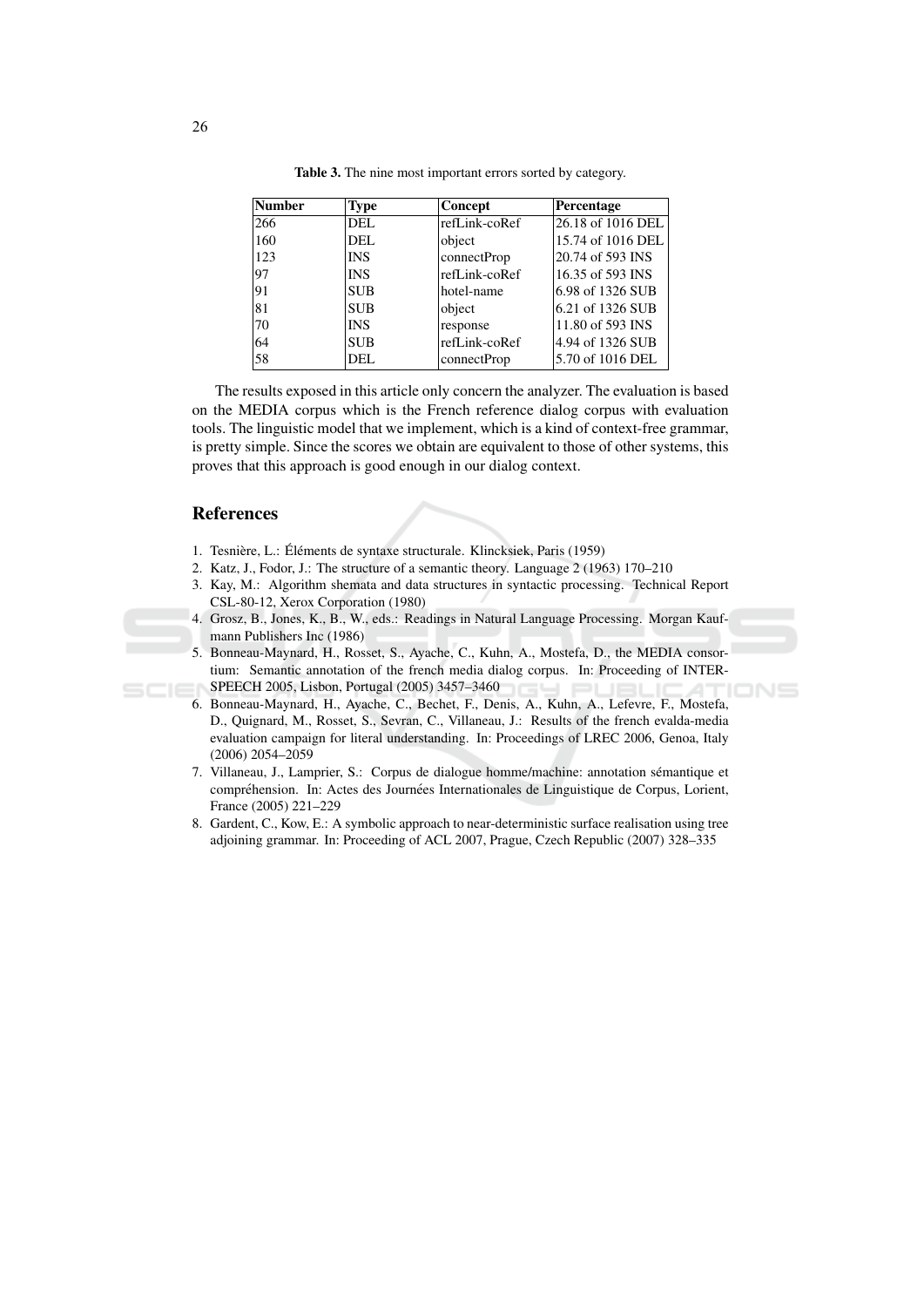**Table 3.** The nine most important errors sorted by category.

| Number | Type | Concept | Percentage |
|---|---|---|---|
| 266 | DEL | refLink-coRef | 26.18 of 1016 DEL |
| 160 | DEL | object | 15.74 of 1016 DEL |
| 123 | INS | connectProp | 20.74 of 593 INS |
| 97 | INS | refLink-coRef | 16.35 of 593 INS |
| 91 | SUB | hotel-name | 6.98 of 1326 SUB |
| 81 | SUB | object | 6.21 of 1326 SUB |
| 70 | INS | response | 11.80 of 593 INS |
| 64 | SUB | refLink-coRef | 4.94 of 1326 SUB |
| 58 | DEL | connectProp | 5.70 of 1016 DEL |

The results exposed in this article only concern the analyzer. The evaluation is based on the MEDIA corpus which is the French reference dialog corpus with evaluation tools. The linguistic model that we implement, which is a kind of context-free grammar, is pretty simple. Since the scores we obtain are equivalent to those of other systems, this proves that this approach is good enough in our dialog context.

## References

1. Tesnière, L.: Éléments de syntaxe structurale. Klincksiek, Paris (1959)
2. Katz, J., Fodor, J.: The structure of a semantic theory. Language 2 (1963) 170–210
3. Kay, M.: Algorithm shemata and data structures in syntactic processing. Technical Report CSL-80-12, Xerox Corporation (1980)
4. Grosz, B., Jones, K., B., W., eds.: Readings in Natural Language Processing. Morgan Kaufmann Publishers Inc (1986)
5. Bonneau-Maynard, H., Rosset, S., Ayache, C., Kuhn, A., Mostefa, D., the MEDIA consortium: Semantic annotation of the french media dialog corpus. In: Proceeding of INTERSPEECH 2005, Lisbon, Portugal (2005) 3457–3460
6. Bonneau-Maynard, H., Ayache, C., Bechet, F., Denis, A., Kuhn, A., Lefevre, F., Mostefa, D., Quignard, M., Rosset, S., Sevran, C., Villaneau, J.: Results of the french evalda-media evaluation campaign for literal understanding. In: Proceedings of LREC 2006, Genoa, Italy (2006) 2054–2059
7. Villaneau, J., Lamprier, S.: Corpus de dialogue homme/machine: annotation sémantique et compréhension. In: Actes des Journées Internationales de Linguistique de Corpus, Lorient, France (2005) 221–229
8. Gardent, C., Kow, E.: A symbolic approach to near-deterministic surface realisation using tree adjoining grammar. In: Proceeding of ACL 2007, Prague, Czech Republic (2007) 328–335